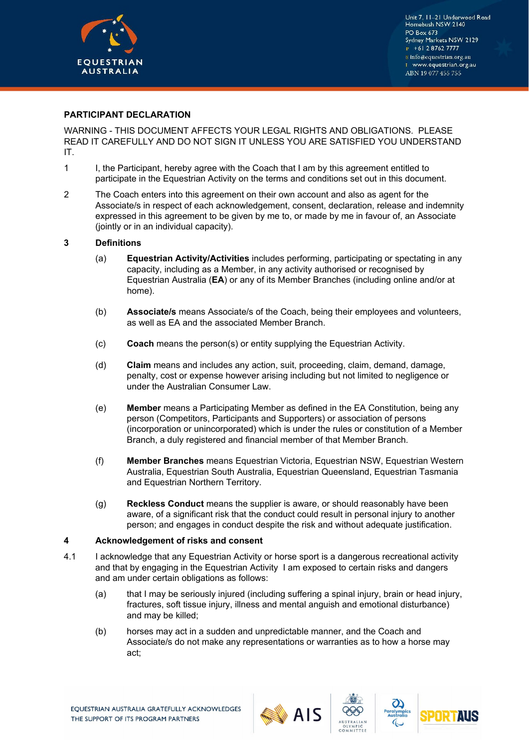## PARTICIPANT DECLARATION

WARNING - THIS DOCUMENT AFFECTS YOUR LEGAL RIGHTS AND OBLIGATIONS. PLEASE READ IT CAREFULLY AND DO NOT SIGN IT UNLESS YOU ARE SATISFIED YOU UNDERSTAND IT.

1 I, the Participant, hereby agree with the Coach that I am by this agreement entitled to participate in the Equestrian Activity on the terms and conditions set out in this document.

2 The Coach enters into this agreement on their own account and also as agent for the Associate/s in respect of each acknowledgement, consent, declaration, release and indemnity expressed in this agreement to be given by me to, or made by me in favour of, an Associate (jointly or in an individual capacity).

### 3 Definitions

(a) **Equestrian Activity/Activities** includes performing, participating or spectating in any capacity, including as a Member, in any activity authorised or recognised by Equestrian Australia (**EA**) or any of its Member Branches (including online and/or at home).

(b) **Associate/s** means Associate/s of the Coach, being their employees and volunteers, as well as EA and the associated Member Branch.

(c) **Coach** means the person(s) or entity supplying the Equestrian Activity.

(d) **Claim** means and includes any action, suit, proceeding, claim, demand, damage, penalty, cost or expense however arising including but not limited to negligence or under the Australian Consumer Law.

(e) **Member** means a Participating Member as defined in the EA Constitution, being any person (Competitors, Participants and Supporters) or association of persons (incorporation or unincorporated) which is under the rules or constitution of a Member Branch, a duly registered and financial member of that Member Branch.

(f) **Member Branches** means Equestrian Victoria, Equestrian NSW, Equestrian Western Australia, Equestrian South Australia, Equestrian Queensland, Equestrian Tasmania and Equestrian Northern Territory.

(g) **Reckless Conduct** means the supplier is aware, or should reasonably have been aware, of a significant risk that the conduct could result in personal injury to another person; and engages in conduct despite the risk and without adequate justification.

### 4 Acknowledgement of risks and consent

4.1 I acknowledge that any Equestrian Activity or horse sport is a dangerous recreational activity and that by engaging in the Equestrian Activity I am exposed to certain risks and dangers and am under certain obligations as follows:

(a) that I may be seriously injured (including suffering a spinal injury, brain or head injury, fractures, soft tissue injury, illness and mental anguish and emotional disturbance) and may be killed;

(b) horses may act in a sudden and unpredictable manner, and the Coach and Associate/s do not make any representations or warranties as to how a horse may act;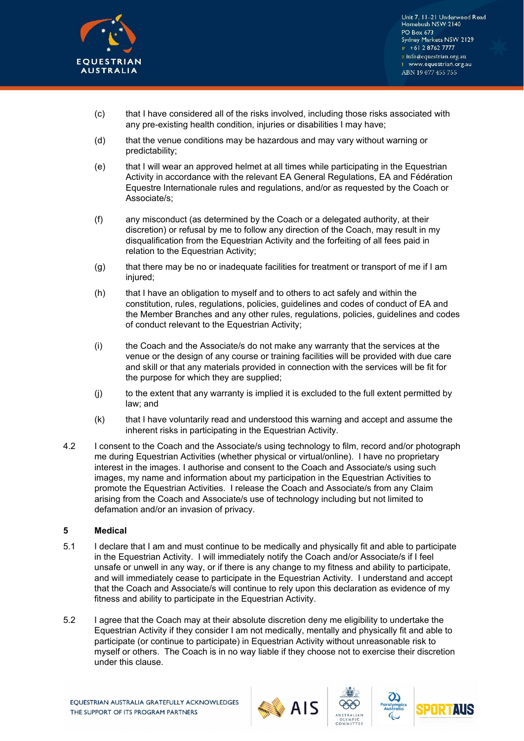(c) that I have considered all of the risks involved, including those risks associated with any pre-existing health condition, injuries or disabilities I may have;

(d) that the venue conditions may be hazardous and may vary without warning or predictability;

(e) that I will wear an approved helmet at all times while participating in the Equestrian Activity in accordance with the relevant EA General Regulations, EA and Fédération Equestre Internationale rules and regulations, and/or as requested by the Coach or Associate/s;

(f) any misconduct (as determined by the Coach or a delegated authority, at their discretion) or refusal by me to follow any direction of the Coach, may result in my disqualification from the Equestrian Activity and the forfeiting of all fees paid in relation to the Equestrian Activity;

(g) that there may be no or inadequate facilities for treatment or transport of me if I am injured;

(h) that I have an obligation to myself and to others to act safely and within the constitution, rules, regulations, policies, guidelines and codes of conduct of EA and the Member Branches and any other rules, regulations, policies, guidelines and codes of conduct relevant to the Equestrian Activity;

(i) the Coach and the Associate/s do not make any warranty that the services at the venue or the design of any course or training facilities will be provided with due care and skill or that any materials provided in connection with the services will be fit for the purpose for which they are supplied;

(j) to the extent that any warranty is implied it is excluded to the full extent permitted by law; and

(k) that I have voluntarily read and understood this warning and accept and assume the inherent risks in participating in the Equestrian Activity.

4.2 I consent to the Coach and the Associate/s using technology to film, record and/or photograph me during Equestrian Activities (whether physical or virtual/online). I have no proprietary interest in the images. I authorise and consent to the Coach and Associate/s using such images, my name and information about my participation in the Equestrian Activities to promote the Equestrian Activities. I release the Coach and Associate/s from any Claim arising from the Coach and Associate/s use of technology including but not limited to defamation and/or an invasion of privacy.

## 5 Medical

5.1 I declare that I am and must continue to be medically and physically fit and able to participate in the Equestrian Activity. I will immediately notify the Coach and/or Associate/s if I feel unsafe or unwell in any way, or if there is any change to my fitness and ability to participate, and will immediately cease to participate in the Equestrian Activity. I understand and accept that the Coach and Associate/s will continue to rely upon this declaration as evidence of my fitness and ability to participate in the Equestrian Activity.

5.2 I agree that the Coach may at their absolute discretion deny me eligibility to undertake the Equestrian Activity if they consider I am not medically, mentally and physically fit and able to participate (or continue to participate) in Equestrian Activity without unreasonable risk to myself or others. The Coach is in no way liable if they choose not to exercise their discretion under this clause.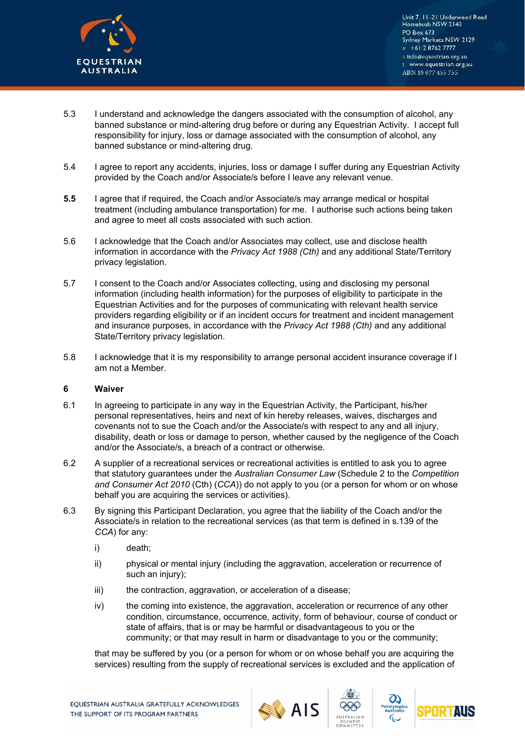5.3 I understand and acknowledge the dangers associated with the consumption of alcohol, any banned substance or mind-altering drug before or during any Equestrian Activity. I accept full responsibility for injury, loss or damage associated with the consumption of alcohol, any banned substance or mind-altering drug.

5.4 I agree to report any accidents, injuries, loss or damage I suffer during any Equestrian Activity provided by the Coach and/or Associate/s before I leave any relevant venue.

**5.5** I agree that if required, the Coach and/or Associate/s may arrange medical or hospital treatment (including ambulance transportation) for me. I authorise such actions being taken and agree to meet all costs associated with such action.

5.6 I acknowledge that the Coach and/or Associates may collect, use and disclose health information in accordance with the *Privacy Act 1988 (Cth)* and any additional State/Territory privacy legislation.

5.7 I consent to the Coach and/or Associates collecting, using and disclosing my personal information (including health information) for the purposes of eligibility to participate in the Equestrian Activities and for the purposes of communicating with relevant health service providers regarding eligibility or if an incident occurs for treatment and incident management and insurance purposes, in accordance with the *Privacy Act 1988 (Cth)* and any additional State/Territory privacy legislation.

5.8 I acknowledge that it is my responsibility to arrange personal accident insurance coverage if I am not a Member.

## 6 Waiver

6.1 In agreeing to participate in any way in the Equestrian Activity, the Participant, his/her personal representatives, heirs and next of kin hereby releases, waives, discharges and covenants not to sue the Coach and/or the Associate/s with respect to any and all injury, disability, death or loss or damage to person, whether caused by the negligence of the Coach and/or the Associate/s, a breach of a contract or otherwise.

6.2 A supplier of a recreational services or recreational activities is entitled to ask you to agree that statutory guarantees under the *Australian Consumer Law* (Schedule 2 to the *Competition and Consumer Act 2010* (Cth) (*CCA*)) do not apply to you (or a person for whom or on whose behalf you are acquiring the services or activities).

6.3 By signing this Participant Declaration, you agree that the liability of the Coach and/or the Associate/s in relation to the recreational services (as that term is defined in s.139 of the *CCA*) for any:

i) death;

ii) physical or mental injury (including the aggravation, acceleration or recurrence of such an injury);

iii) the contraction, aggravation, or acceleration of a disease;

iv) the coming into existence, the aggravation, acceleration or recurrence of any other condition, circumstance, occurrence, activity, form of behaviour, course of conduct or state of affairs, that is or may be harmful or disadvantageous to you or the community; or that may result in harm or disadvantage to you or the community;

that may be suffered by you (or a person for whom or on whose behalf you are acquiring the services) resulting from the supply of recreational services is excluded and the application of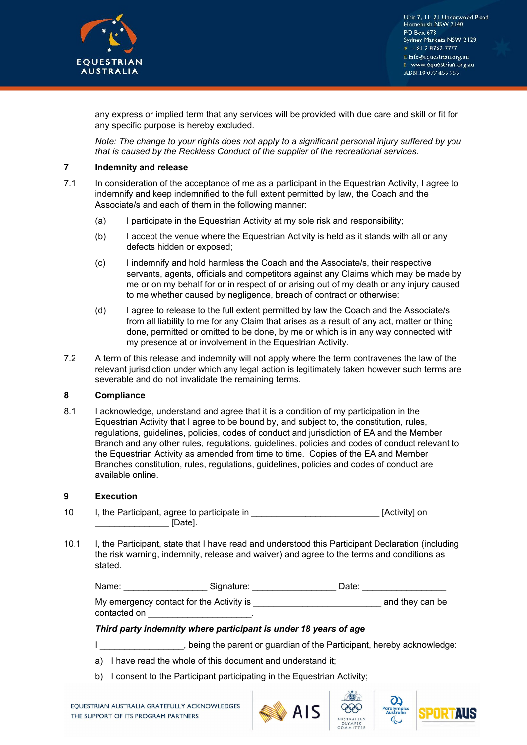any express or implied term that any services will be provided with due care and skill or fit for any specific purpose is hereby excluded.

*Note: The change to your rights does not apply to a significant personal injury suffered by you that is caused by the Reckless Conduct of the supplier of the recreational services.*

## 7 Indemnity and release

7.1 In consideration of the acceptance of me as a participant in the Equestrian Activity, I agree to indemnify and keep indemnified to the full extent permitted by law, the Coach and the Associate/s and each of them in the following manner:

(a) I participate in the Equestrian Activity at my sole risk and responsibility;

(b) I accept the venue where the Equestrian Activity is held as it stands with all or any defects hidden or exposed;

(c) I indemnify and hold harmless the Coach and the Associate/s, their respective servants, agents, officials and competitors against any Claims which may be made by me or on my behalf for or in respect of or arising out of my death or any injury caused to me whether caused by negligence, breach of contract or otherwise;

(d) I agree to release to the full extent permitted by law the Coach and the Associate/s from all liability to me for any Claim that arises as a result of any act, matter or thing done, permitted or omitted to be done, by me or which is in any way connected with my presence at or involvement in the Equestrian Activity.

7.2 A term of this release and indemnity will not apply where the term contravenes the law of the relevant jurisdiction under which any legal action is legitimately taken however such terms are severable and do not invalidate the remaining terms.

## 8 Compliance

8.1 I acknowledge, understand and agree that it is a condition of my participation in the Equestrian Activity that I agree to be bound by, and subject to, the constitution, rules, regulations, guidelines, policies, codes of conduct and jurisdiction of EA and the Member Branch and any other rules, regulations, guidelines, policies and codes of conduct relevant to the Equestrian Activity as amended from time to time. Copies of the EA and Member Branches constitution, rules, regulations, guidelines, policies and codes of conduct are available online.

## 9 Execution

10 I, the Participant, agree to participate in ___________________________ [Activity] on _______________ [Date].

10.1 I, the Participant, state that I have read and understood this Participant Declaration (including the risk warning, indemnity, release and waiver) and agree to the terms and conditions as stated.

Name: _________________ Signature: _________________ Date: _________________

My emergency contact for the Activity is ___________________________ and they can be contacted on ______________________.

***Third party indemnity where participant is under 18 years of age***

I _________________, being the parent or guardian of the Participant, hereby acknowledge:

a) I have read the whole of this document and understand it;

b) I consent to the Participant participating in the Equestrian Activity;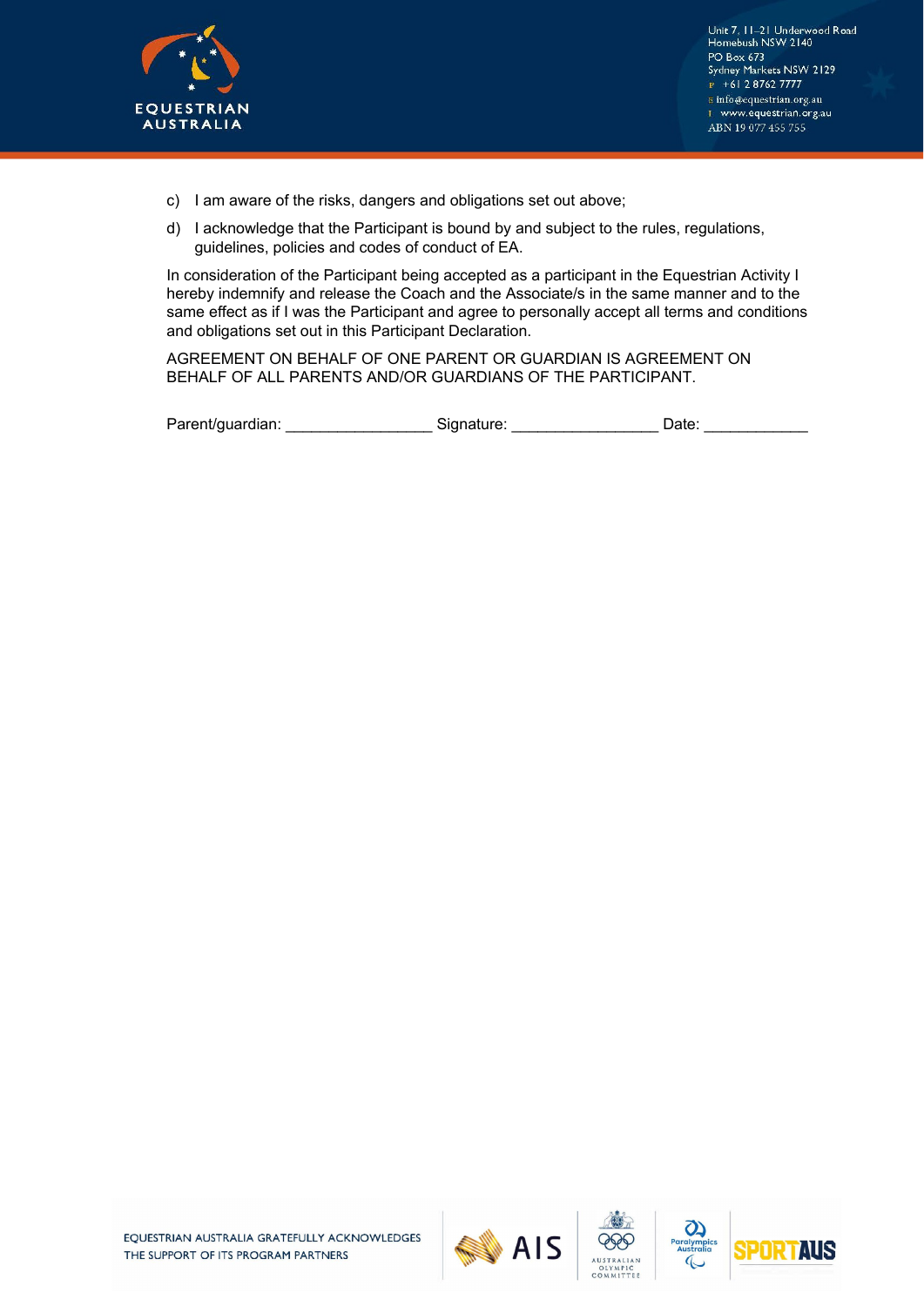c) I am aware of the risks, dangers and obligations set out above;

d) I acknowledge that the Participant is bound by and subject to the rules, regulations, guidelines, policies and codes of conduct of EA.

In consideration of the Participant being accepted as a participant in the Equestrian Activity I hereby indemnify and release the Coach and the Associate/s in the same manner and to the same effect as if I was the Participant and agree to personally accept all terms and conditions and obligations set out in this Participant Declaration.

AGREEMENT ON BEHALF OF ONE PARENT OR GUARDIAN IS AGREEMENT ON BEHALF OF ALL PARENTS AND/OR GUARDIANS OF THE PARTICIPANT.

Parent/guardian: _________________ Signature: _________________ Date: ____________